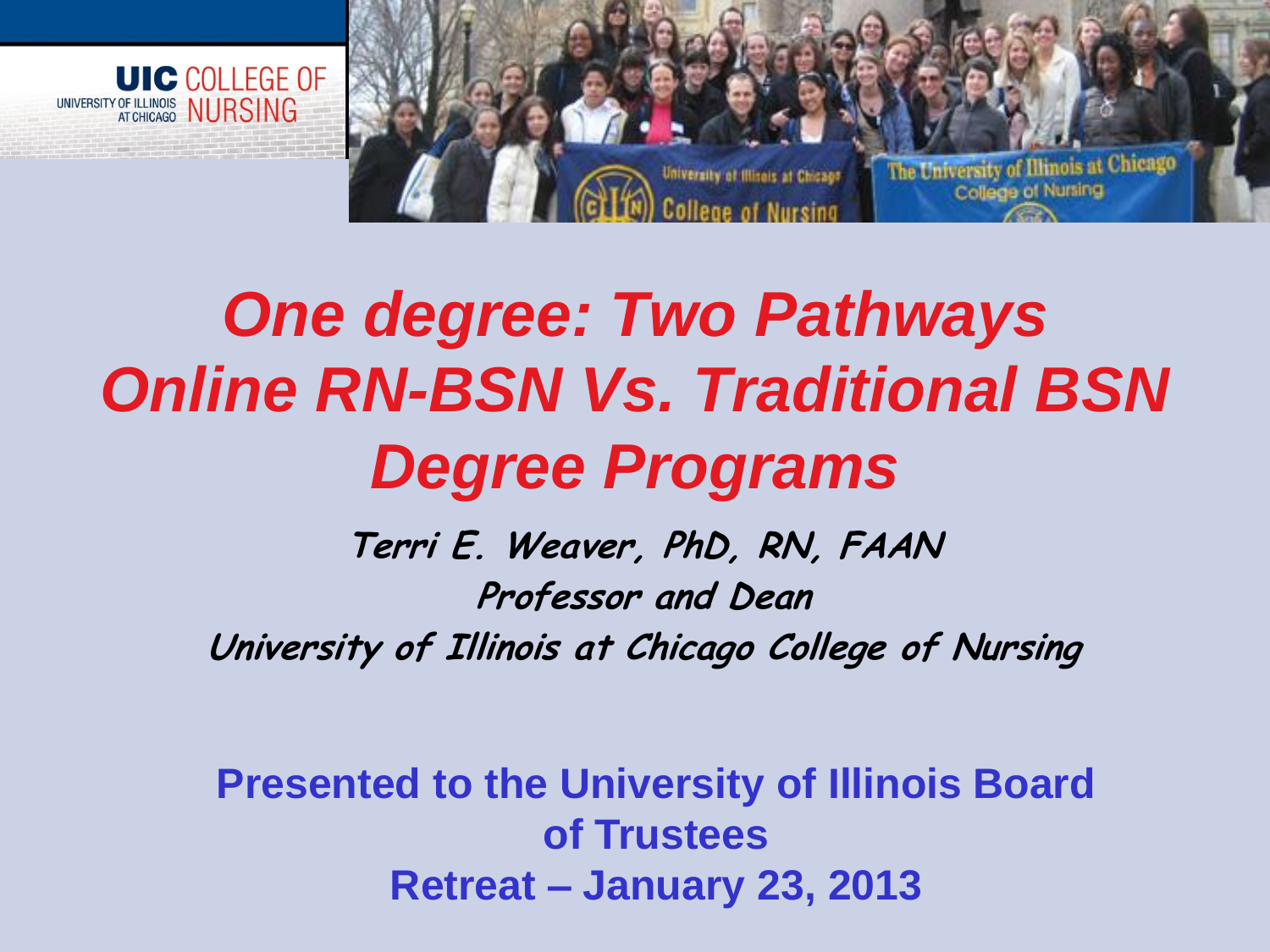# One degree: Two Pathways Online RN-BSN Vs. Traditional BSN Degree Programs

**Terri E. Weaver, PhD, RN, FAAN**

**Professor and Dean**

**University of Illinois at Chicago College of Nursing**

**Presented to the University of Illinois Board of Trustees**

**Retreat – January 23, 2013**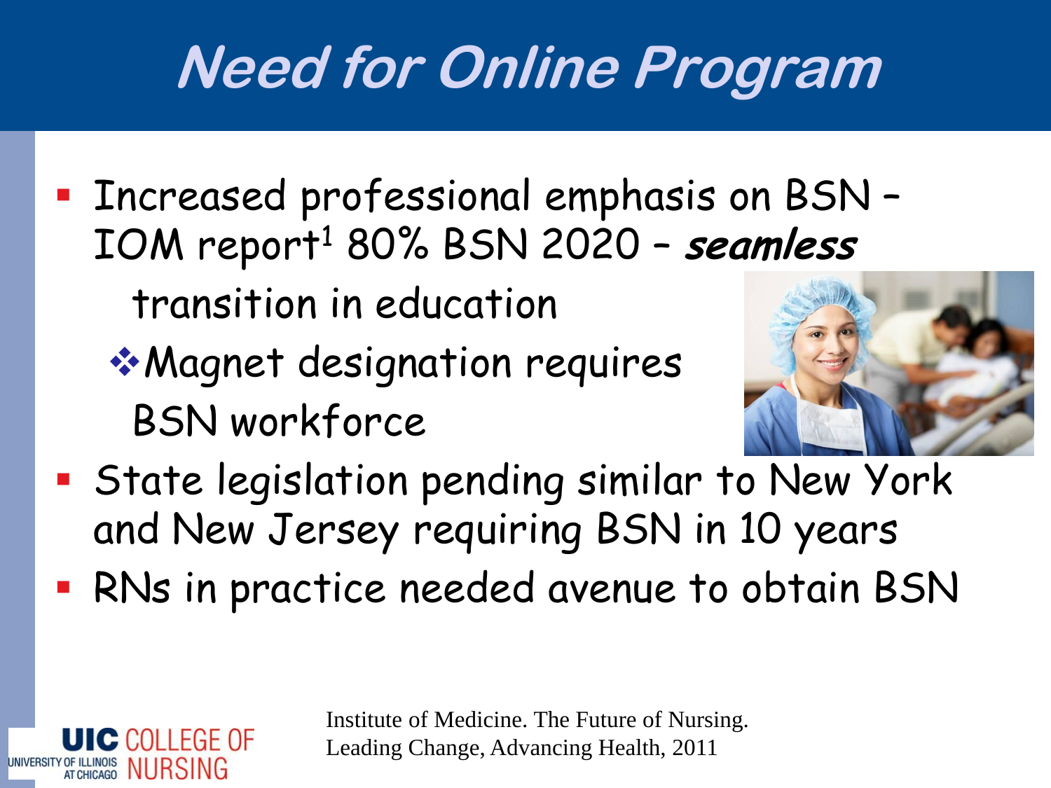# Need for Online Program

- Increased professional emphasis on BSN – IOM report[1] 80% BSN 2020 – ***seamless*** transition in education
  - Magnet designation requires BSN workforce
- State legislation pending similar to New York and New Jersey requiring BSN in 10 years
- RNs in practice needed avenue to obtain BSN

Institute of Medicine. The Future of Nursing. Leading Change, Advancing Health, 2011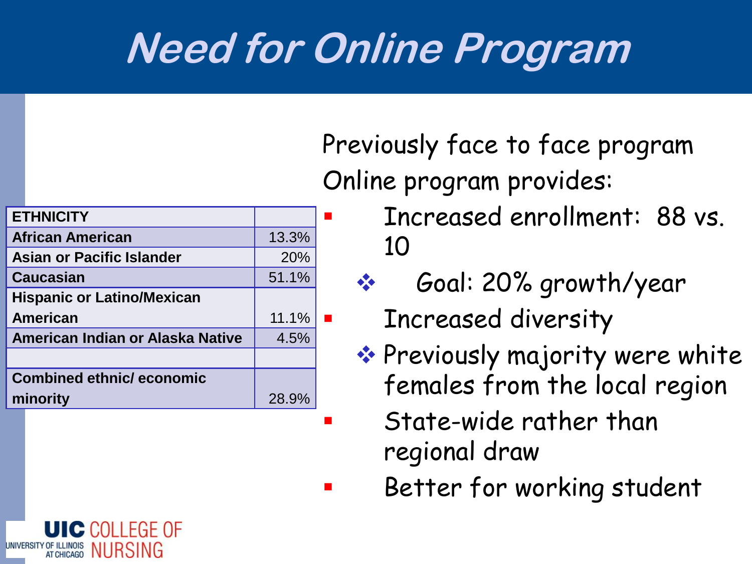# Need for Online Program

| ETHNICITY | |
|---|---|
| African American | 13.3% |
| Asian or Pacific Islander | 20% |
| Caucasian | 51.1% |
| Hispanic or Latino/Mexican American | 11.1% |
| American Indian or Alaska Native | 4.5% |
| | |
| Combined ethnic/ economic minority | 28.9% |

Previously face to face program

Online program provides:

- Increased enrollment: 88 vs. 10
  - Goal: 20% growth/year
- Increased diversity
  - Previously majority were white females from the local region
- State-wide rather than regional draw
- Better for working student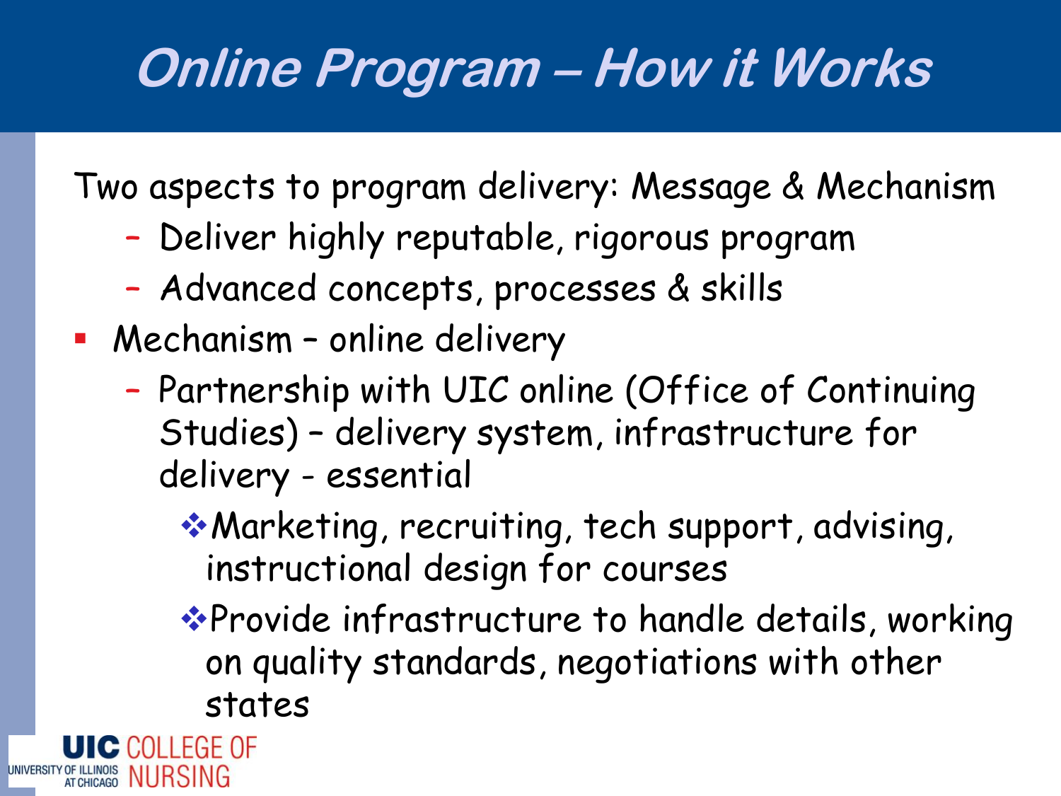# Online Program – How it Works

Two aspects to program delivery: Message & Mechanism

- Deliver highly reputable, rigorous program
- Advanced concepts, processes & skills

- Mechanism – online delivery
  - Partnership with UIC online (Office of Continuing Studies) – delivery system, infrastructure for delivery - essential
    - Marketing, recruiting, tech support, advising, instructional design for courses
    - Provide infrastructure to handle details, working on quality standards, negotiations with other states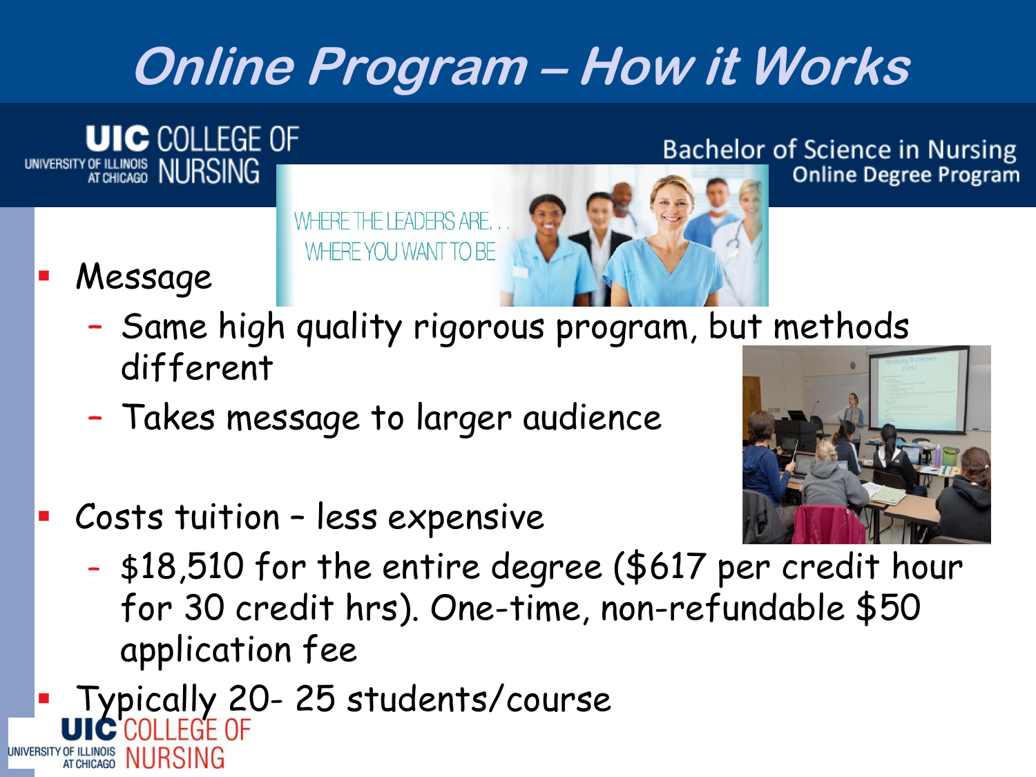# Online Program – How it Works

UIC COLLEGE OF NURSING
UNIVERSITY OF ILLINOIS AT CHICAGO

Bachelor of Science in Nursing
Online Degree Program

WHERE THE LEADERS ARE. . .
WHERE YOU WANT TO BE

- Message
  - Same high quality rigorous program, but methods different
  - Takes message to larger audience
- Costs tuition – less expensive
  - $18,510 for the entire degree ($617 per credit hour for 30 credit hrs). One-time, non-refundable $50 application fee
- Typically 20- 25 students/course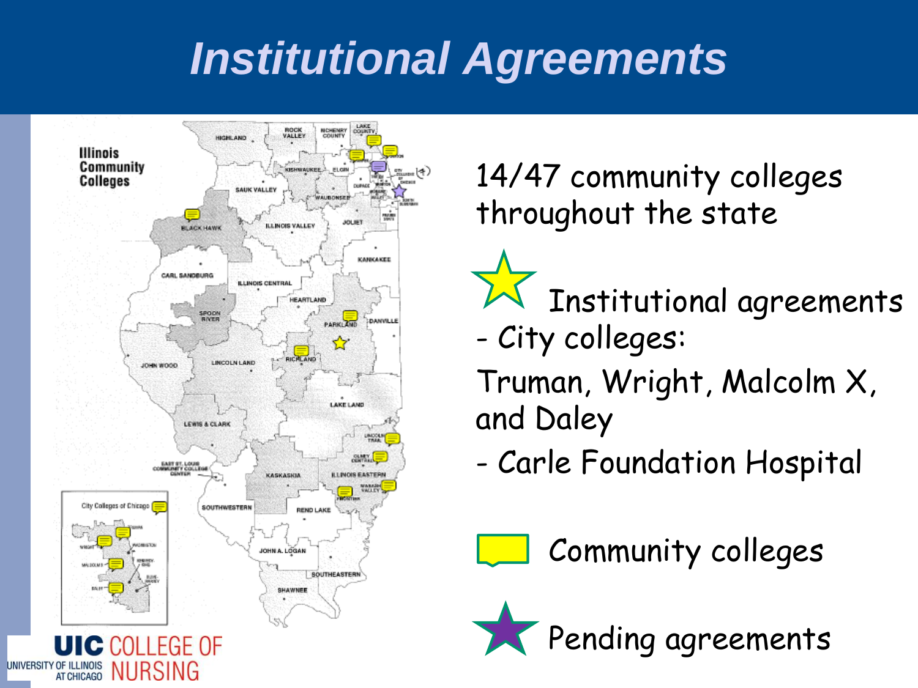# Institutional Agreements

14/47 community colleges throughout the state

Institutional agreements
- City colleges:

Truman, Wright, Malcolm X, and Daley
- Carle Foundation Hospital

Community colleges

Pending agreements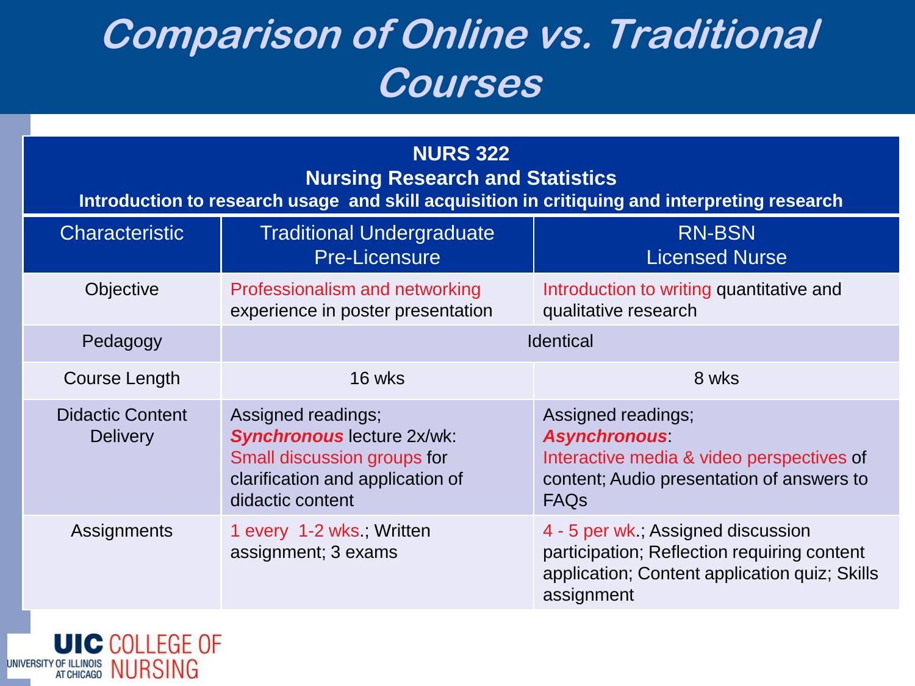# Comparison of Online vs. Traditional Courses

| NURS 322<br>Nursing Research and Statistics<br>Introduction to research usage and skill acquisition in critiquing and interpreting research | | |
|---|---|---|
| **Characteristic** | **Traditional Undergraduate Pre-Licensure** | **RN-BSN Licensed Nurse** |
| Objective | Professionalism and networking experience in poster presentation | Introduction to writing quantitative and qualitative research |
| Pedagogy | Identical | |
| Course Length | 16 wks | 8 wks |
| Didactic Content Delivery | Assigned readings; ***Synchronous*** lecture 2x/wk: Small discussion groups for clarification and application of didactic content | Assigned readings; ***Asynchronous***: Interactive media & video perspectives of content; Audio presentation of answers to FAQs |
| Assignments | 1 every 1-2 wks.; Written assignment; 3 exams | 4 - 5 per wk.; Assigned discussion participation; Reflection requiring content application; Content application quiz; Skills assignment |

UIC COLLEGE OF NURSING
UNIVERSITY OF ILLINOIS AT CHICAGO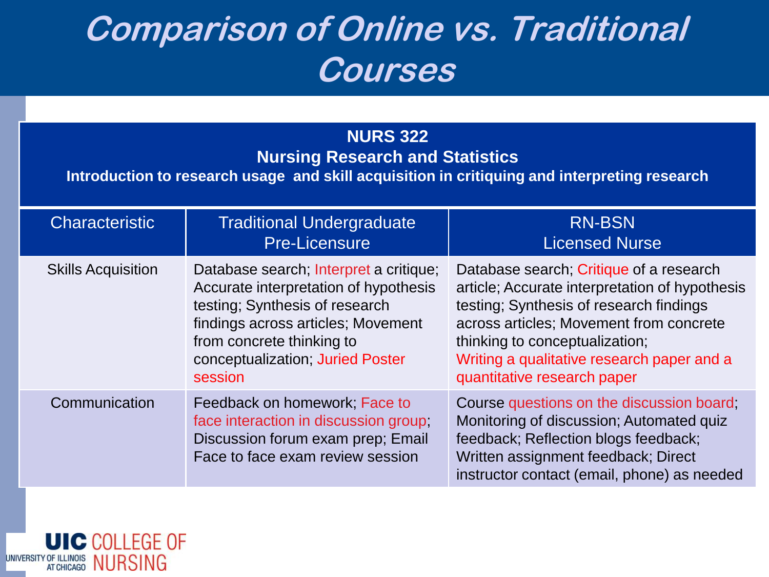# Comparison of Online vs. Traditional Courses

| NURS 322<br>Nursing Research and Statistics<br>Introduction to research usage and skill acquisition in critiquing and interpreting research | | |
|---|---|---|
| Characteristic | Traditional Undergraduate Pre-Licensure | RN-BSN Licensed Nurse |
| Skills Acquisition | Database search; Interpret a critique; Accurate interpretation of hypothesis testing; Synthesis of research findings across articles; Movement from concrete thinking to conceptualization; Juried Poster session | Database search; Critique of a research article; Accurate interpretation of hypothesis testing; Synthesis of research findings across articles; Movement from concrete thinking to conceptualization; Writing a qualitative research paper and a quantitative research paper |
| Communication | Feedback on homework; Face to face interaction in discussion group; Discussion forum exam prep; Email Face to face exam review session | Course questions on the discussion board; Monitoring of discussion; Automated quiz feedback; Reflection blogs feedback; Written assignment feedback; Direct instructor contact (email, phone) as needed |

UIC COLLEGE OF NURSING
UNIVERSITY OF ILLINOIS AT CHICAGO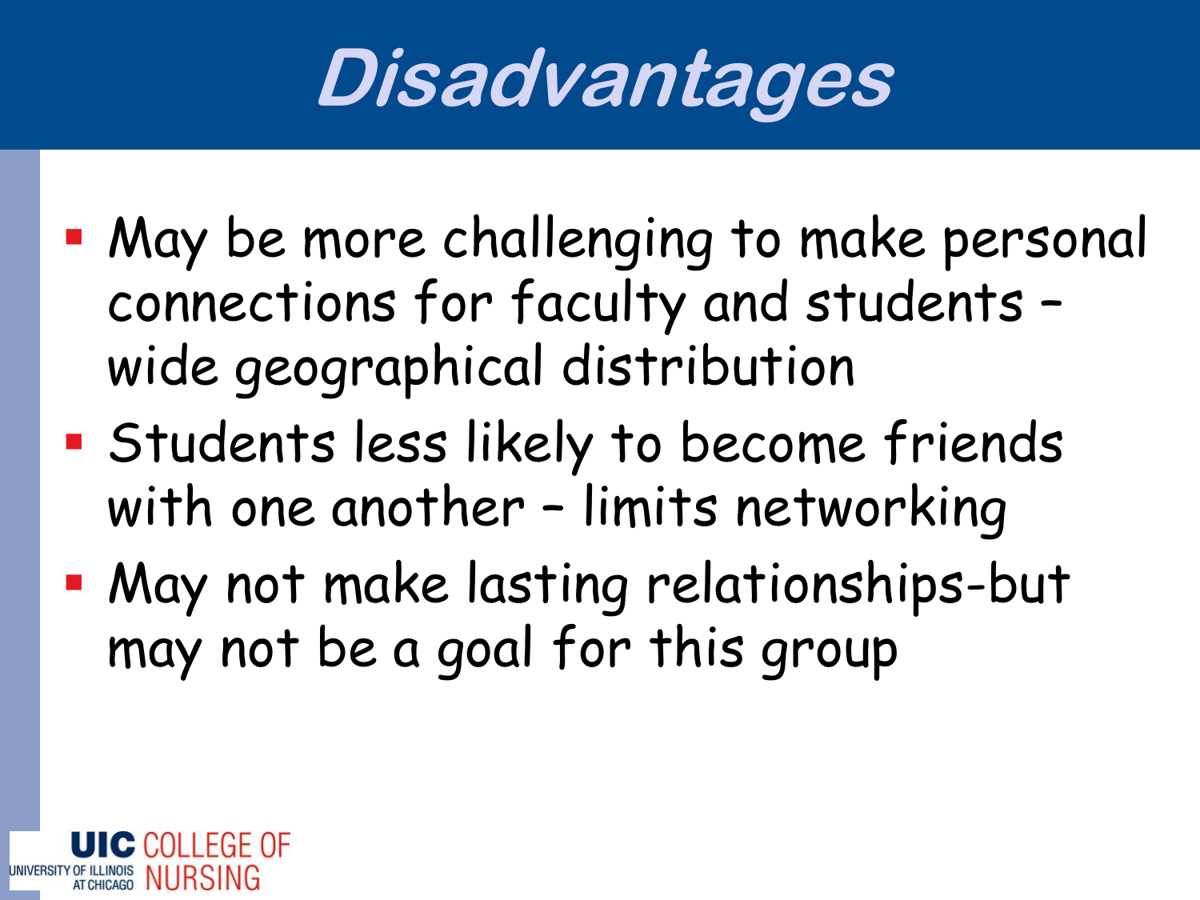# Disadvantages

- May be more challenging to make personal connections for faculty and students – wide geographical distribution
- Students less likely to become friends with one another – limits networking
- May not make lasting relationships-but may not be a goal for this group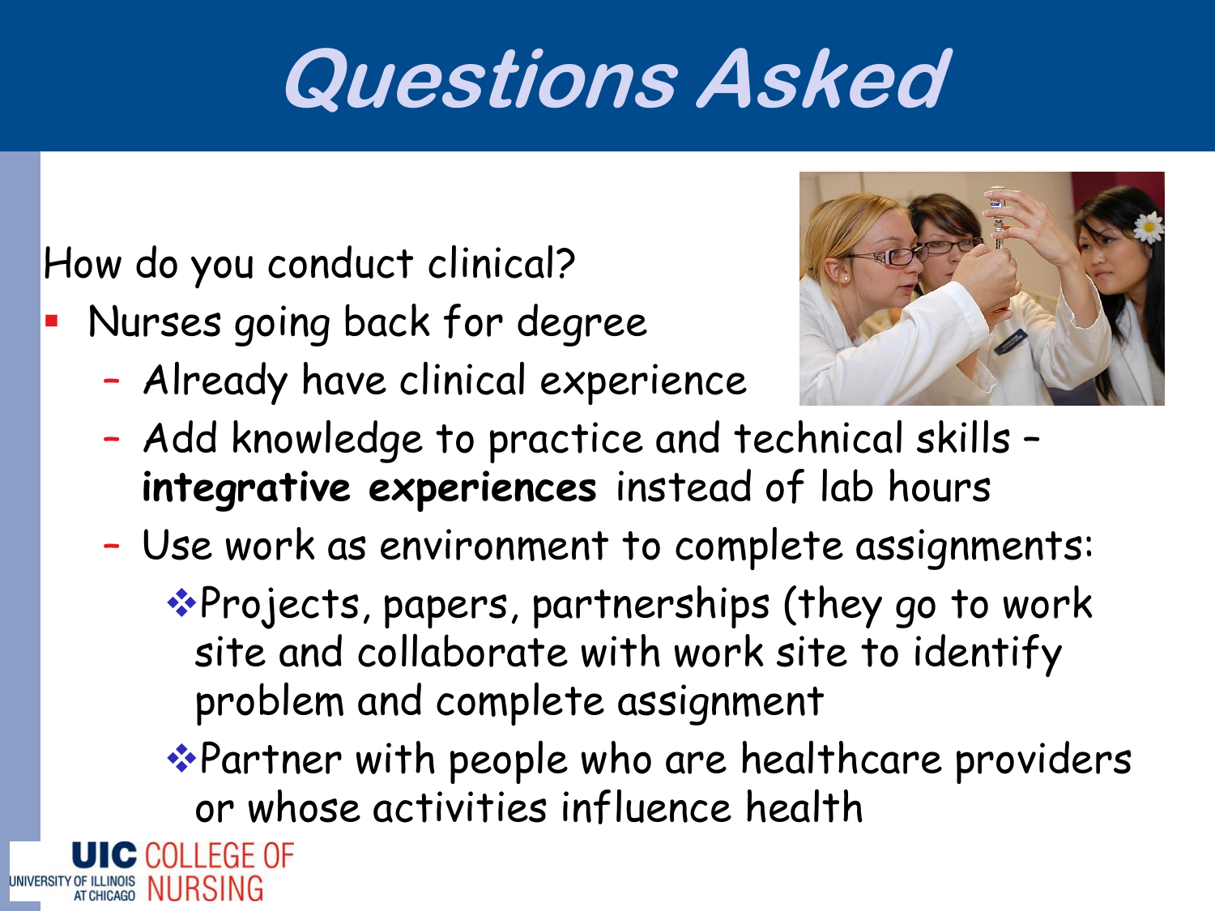# Questions Asked

How do you conduct clinical?

- Nurses going back for degree
  - Already have clinical experience
  - Add knowledge to practice and technical skills – **integrative experiences** instead of lab hours
  - Use work as environment to complete assignments:
    - Projects, papers, partnerships (they go to work site and collaborate with work site to identify problem and complete assignment
    - Partner with people who are healthcare providers or whose activities influence health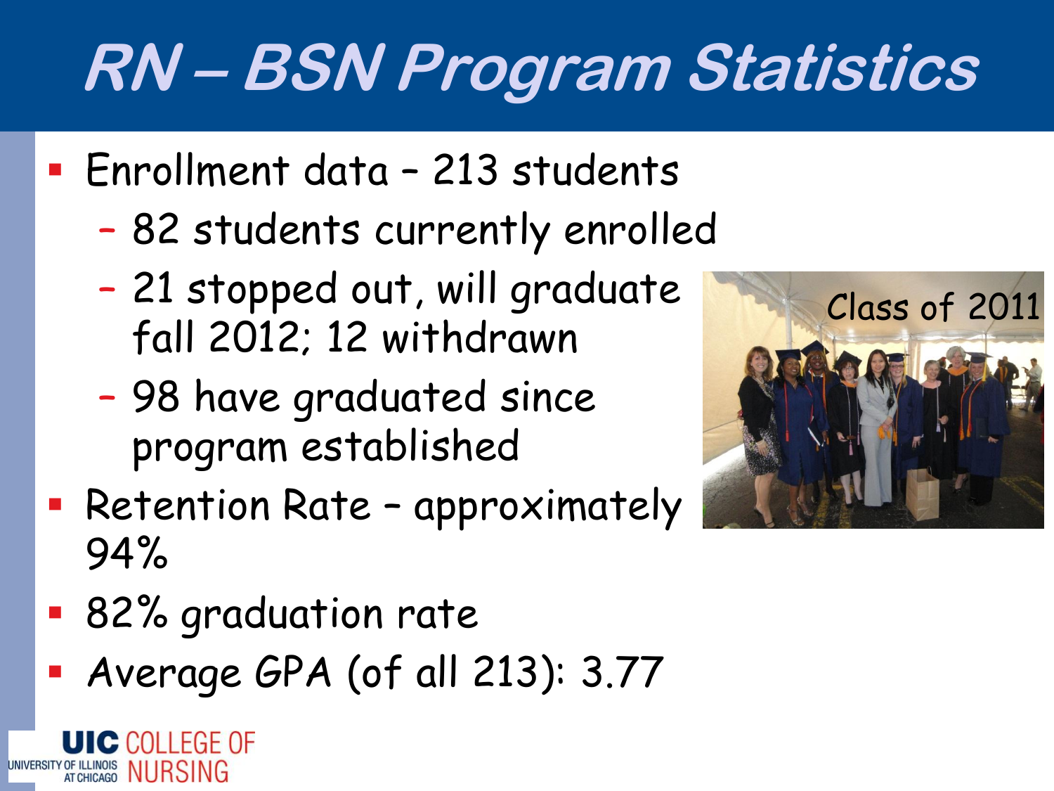# RN – BSN Program Statistics

- Enrollment data – 213 students
  - 82 students currently enrolled
  - 21 stopped out, will graduate fall 2012; 12 withdrawn
  - 98 have graduated since program established
- Retention Rate – approximately 94%
- 82% graduation rate
- Average GPA (of all 213): 3.77

Class of 2011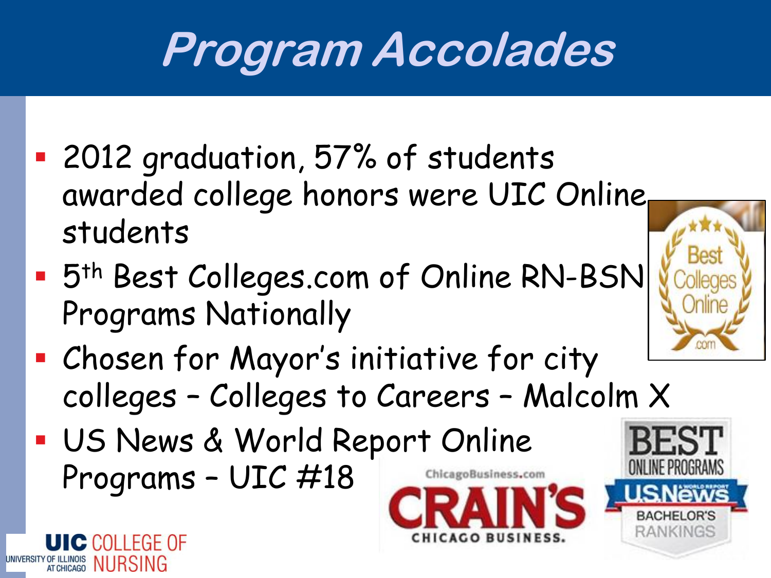# Program Accolades

- 2012 graduation, 57% of students awarded college honors were UIC Online students
- 5th Best Colleges.com of Online RN-BSN Programs Nationally
- Chosen for Mayor's initiative for city colleges – Colleges to Careers – Malcolm X
- US News & World Report Online Programs – UIC #18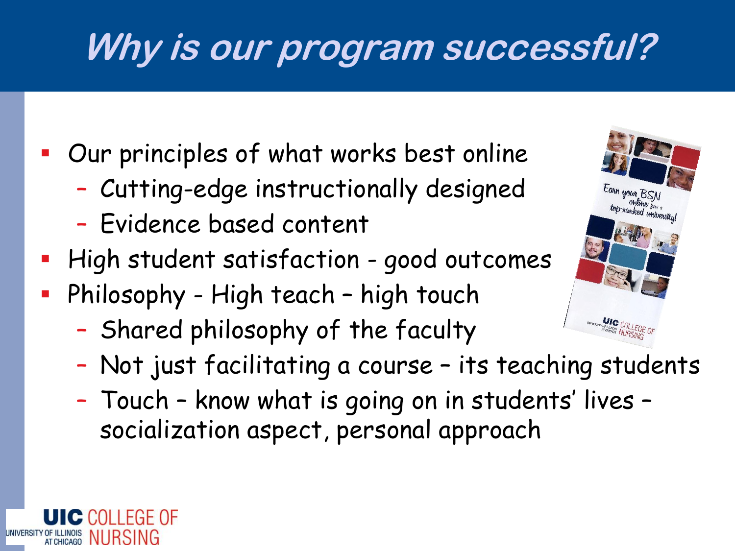# Why is our program successful?

- Our principles of what works best online
  - Cutting-edge instructionally designed
  - Evidence based content
- High student satisfaction - good outcomes
- Philosophy - High teach – high touch
  - Shared philosophy of the faculty
  - Not just facilitating a course – its teaching students
  - Touch – know what is going on in students' lives – socialization aspect, personal approach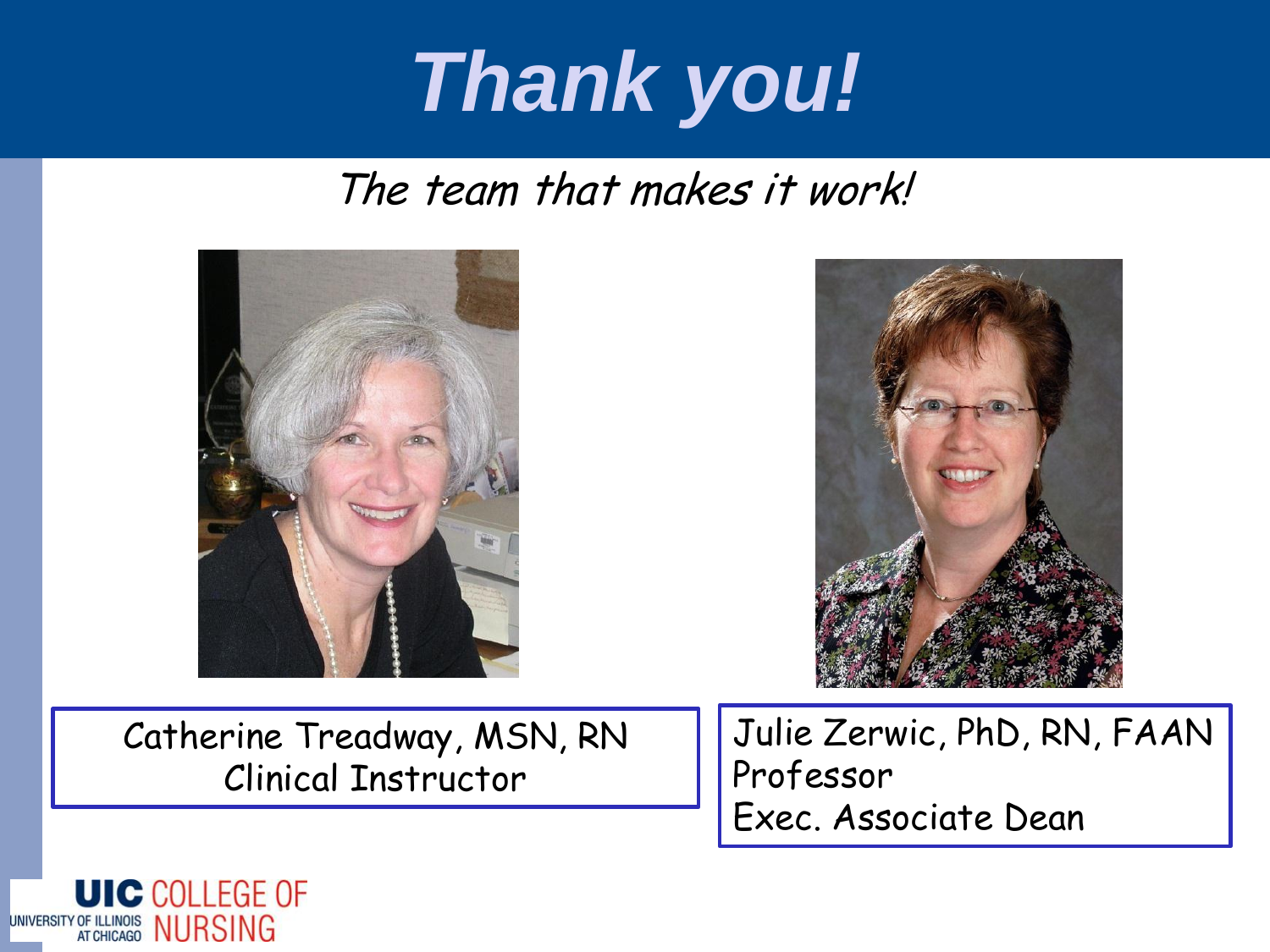# Thank you!

*The team that makes it work!*

Catherine Treadway, MSN, RN
Clinical Instructor

Julie Zerwic, PhD, RN, FAAN
Professor
Exec. Associate Dean

UIC COLLEGE OF NURSING
UNIVERSITY OF ILLINOIS AT CHICAGO